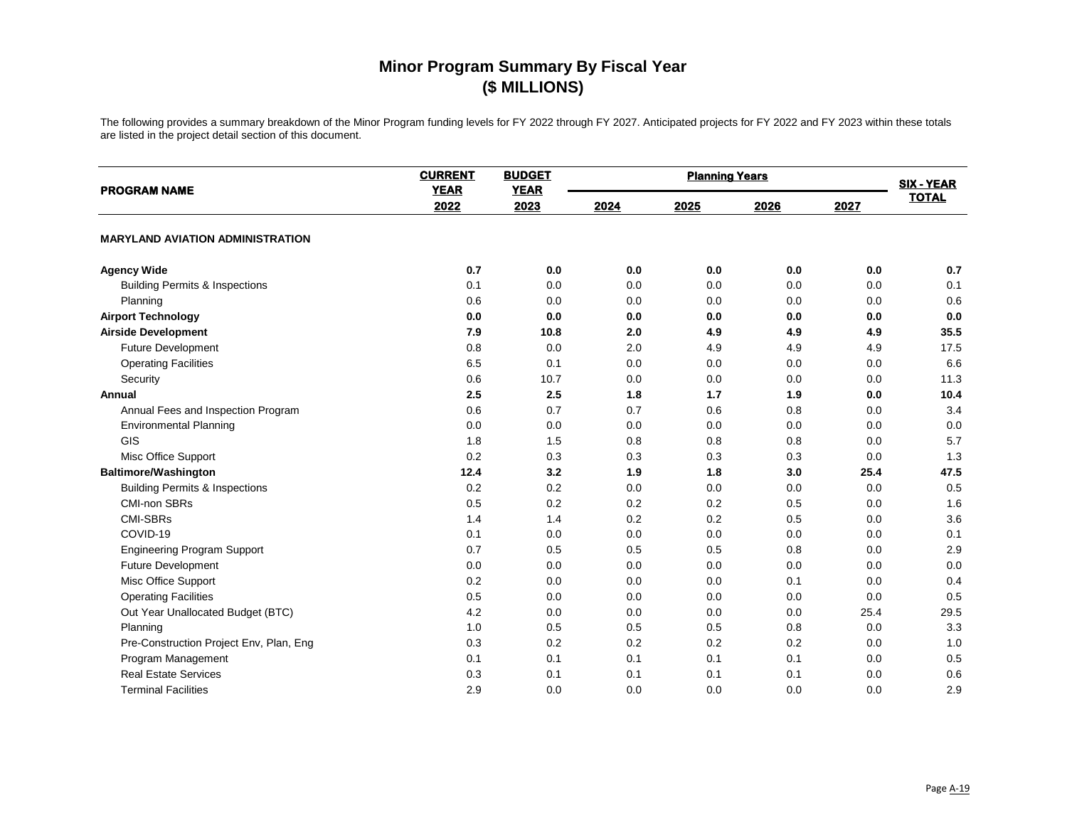# Minor Program Summary By Fiscal Year
## ($ MILLIONS)

The following provides a summary breakdown of the Minor Program funding levels for FY 2022 through FY 2027. Anticipated projects for FY 2022 and FY 2023 within these totals are listed in the project detail section of this document.

| PROGRAM NAME | CURRENT YEAR | BUDGET YEAR | Planning Years | | | | SIX - YEAR TOTAL |
|---|---|---|---|---|---|---|---|
| | 2022 | 2023 | 2024 | 2025 | 2026 | 2027 | |
| **MARYLAND AVIATION ADMINISTRATION** | | | | | | | |
| **Agency Wide** | **0.7** | **0.0** | **0.0** | **0.0** | **0.0** | **0.0** | **0.7** |
| Building Permits & Inspections | 0.1 | 0.0 | 0.0 | 0.0 | 0.0 | 0.0 | 0.1 |
| Planning | 0.6 | 0.0 | 0.0 | 0.0 | 0.0 | 0.0 | 0.6 |
| **Airport Technology** | **0.0** | **0.0** | **0.0** | **0.0** | **0.0** | **0.0** | **0.0** |
| **Airside Development** | **7.9** | **10.8** | **2.0** | **4.9** | **4.9** | **4.9** | **35.5** |
| Future Development | 0.8 | 0.0 | 2.0 | 4.9 | 4.9 | 4.9 | 17.5 |
| Operating Facilities | 6.5 | 0.1 | 0.0 | 0.0 | 0.0 | 0.0 | 6.6 |
| Security | 0.6 | 10.7 | 0.0 | 0.0 | 0.0 | 0.0 | 11.3 |
| **Annual** | **2.5** | **2.5** | **1.8** | **1.7** | **1.9** | **0.0** | **10.4** |
| Annual Fees and Inspection Program | 0.6 | 0.7 | 0.7 | 0.6 | 0.8 | 0.0 | 3.4 |
| Environmental Planning | 0.0 | 0.0 | 0.0 | 0.0 | 0.0 | 0.0 | 0.0 |
| GIS | 1.8 | 1.5 | 0.8 | 0.8 | 0.8 | 0.0 | 5.7 |
| Misc Office Support | 0.2 | 0.3 | 0.3 | 0.3 | 0.3 | 0.0 | 1.3 |
| **Baltimore/Washington** | **12.4** | **3.2** | **1.9** | **1.8** | **3.0** | **25.4** | **47.5** |
| Building Permits & Inspections | 0.2 | 0.2 | 0.0 | 0.0 | 0.0 | 0.0 | 0.5 |
| CMI-non SBRs | 0.5 | 0.2 | 0.2 | 0.2 | 0.5 | 0.0 | 1.6 |
| CMI-SBRs | 1.4 | 1.4 | 0.2 | 0.2 | 0.5 | 0.0 | 3.6 |
| COVID-19 | 0.1 | 0.0 | 0.0 | 0.0 | 0.0 | 0.0 | 0.1 |
| Engineering Program Support | 0.7 | 0.5 | 0.5 | 0.5 | 0.8 | 0.0 | 2.9 |
| Future Development | 0.0 | 0.0 | 0.0 | 0.0 | 0.0 | 0.0 | 0.0 |
| Misc Office Support | 0.2 | 0.0 | 0.0 | 0.0 | 0.1 | 0.0 | 0.4 |
| Operating Facilities | 0.5 | 0.0 | 0.0 | 0.0 | 0.0 | 0.0 | 0.5 |
| Out Year Unallocated Budget (BTC) | 4.2 | 0.0 | 0.0 | 0.0 | 0.0 | 25.4 | 29.5 |
| Planning | 1.0 | 0.5 | 0.5 | 0.5 | 0.8 | 0.0 | 3.3 |
| Pre-Construction Project Env, Plan, Eng | 0.3 | 0.2 | 0.2 | 0.2 | 0.2 | 0.0 | 1.0 |
| Program Management | 0.1 | 0.1 | 0.1 | 0.1 | 0.1 | 0.0 | 0.5 |
| Real Estate Services | 0.3 | 0.1 | 0.1 | 0.1 | 0.1 | 0.0 | 0.6 |
| Terminal Facilities | 2.9 | 0.0 | 0.0 | 0.0 | 0.0 | 0.0 | 2.9 |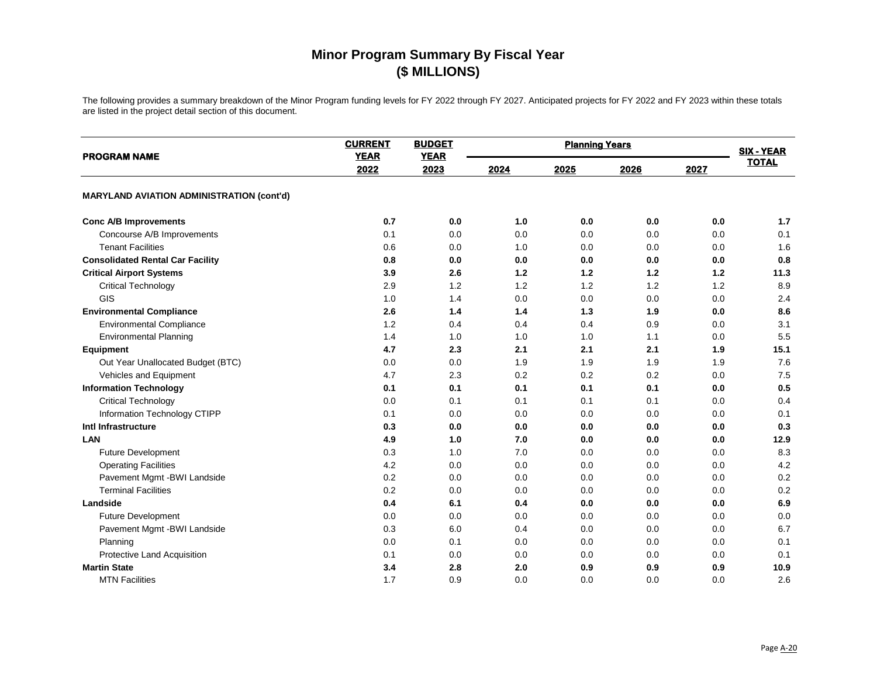# Minor Program Summary By Fiscal Year
# ($ MILLIONS)

The following provides a summary breakdown of the Minor Program funding levels for FY 2022 through FY 2027. Anticipated projects for FY 2022 and FY 2023 within these totals are listed in the project detail section of this document.

| PROGRAM NAME | CURRENT YEAR 2022 | BUDGET YEAR 2023 | Planning Years 2024 | 2025 | 2026 | 2027 | SIX - YEAR TOTAL |
|---|---|---|---|---|---|---|---|
| **MARYLAND AVIATION ADMINISTRATION (cont'd)** | | | | | | | |
| **Conc A/B Improvements** | **0.7** | **0.0** | **1.0** | **0.0** | **0.0** | **0.0** | **1.7** |
| Concourse A/B Improvements | 0.1 | 0.0 | 0.0 | 0.0 | 0.0 | 0.0 | 0.1 |
| Tenant Facilities | 0.6 | 0.0 | 1.0 | 0.0 | 0.0 | 0.0 | 1.6 |
| **Consolidated Rental Car Facility** | **0.8** | **0.0** | **0.0** | **0.0** | **0.0** | **0.0** | **0.8** |
| **Critical Airport Systems** | **3.9** | **2.6** | **1.2** | **1.2** | **1.2** | **1.2** | **11.3** |
| Critical Technology | 2.9 | 1.2 | 1.2 | 1.2 | 1.2 | 1.2 | 8.9 |
| GIS | 1.0 | 1.4 | 0.0 | 0.0 | 0.0 | 0.0 | 2.4 |
| **Environmental Compliance** | **2.6** | **1.4** | **1.4** | **1.3** | **1.9** | **0.0** | **8.6** |
| Environmental Compliance | 1.2 | 0.4 | 0.4 | 0.4 | 0.9 | 0.0 | 3.1 |
| Environmental Planning | 1.4 | 1.0 | 1.0 | 1.0 | 1.1 | 0.0 | 5.5 |
| **Equipment** | **4.7** | **2.3** | **2.1** | **2.1** | **2.1** | **1.9** | **15.1** |
| Out Year Unallocated Budget (BTC) | 0.0 | 0.0 | 1.9 | 1.9 | 1.9 | 1.9 | 7.6 |
| Vehicles and Equipment | 4.7 | 2.3 | 0.2 | 0.2 | 0.2 | 0.0 | 7.5 |
| **Information Technology** | **0.1** | **0.1** | **0.1** | **0.1** | **0.1** | **0.0** | **0.5** |
| Critical Technology | 0.0 | 0.1 | 0.1 | 0.1 | 0.1 | 0.0 | 0.4 |
| Information Technology CTIPP | 0.1 | 0.0 | 0.0 | 0.0 | 0.0 | 0.0 | 0.1 |
| **Intl Infrastructure** | **0.3** | **0.0** | **0.0** | **0.0** | **0.0** | **0.0** | **0.3** |
| **LAN** | **4.9** | **1.0** | **7.0** | **0.0** | **0.0** | **0.0** | **12.9** |
| Future Development | 0.3 | 1.0 | 7.0 | 0.0 | 0.0 | 0.0 | 8.3 |
| Operating Facilities | 4.2 | 0.0 | 0.0 | 0.0 | 0.0 | 0.0 | 4.2 |
| Pavement Mgmt -BWI Landside | 0.2 | 0.0 | 0.0 | 0.0 | 0.0 | 0.0 | 0.2 |
| Terminal Facilities | 0.2 | 0.0 | 0.0 | 0.0 | 0.0 | 0.0 | 0.2 |
| **Landside** | **0.4** | **6.1** | **0.4** | **0.0** | **0.0** | **0.0** | **6.9** |
| Future Development | 0.0 | 0.0 | 0.0 | 0.0 | 0.0 | 0.0 | 0.0 |
| Pavement Mgmt -BWI Landside | 0.3 | 6.0 | 0.4 | 0.0 | 0.0 | 0.0 | 6.7 |
| Planning | 0.0 | 0.1 | 0.0 | 0.0 | 0.0 | 0.0 | 0.1 |
| Protective Land Acquisition | 0.1 | 0.0 | 0.0 | 0.0 | 0.0 | 0.0 | 0.1 |
| **Martin State** | **3.4** | **2.8** | **2.0** | **0.9** | **0.9** | **0.9** | **10.9** |
| MTN Facilities | 1.7 | 0.9 | 0.0 | 0.0 | 0.0 | 0.0 | 2.6 |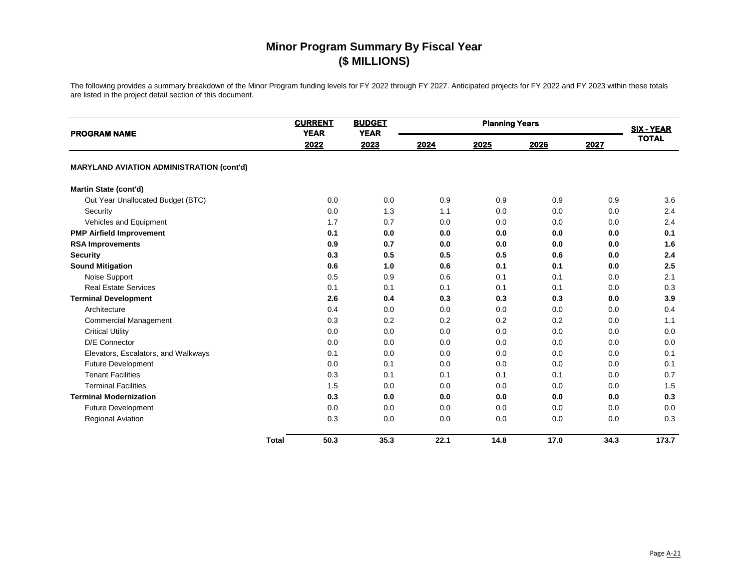# Minor Program Summary By Fiscal Year
## ($ MILLIONS)

The following provides a summary breakdown of the Minor Program funding levels for FY 2022 through FY 2027. Anticipated projects for FY 2022 and FY 2023 within these totals are listed in the project detail section of this document.

| PROGRAM NAME | CURRENT YEAR 2022 | BUDGET YEAR 2023 | Planning Years 2024 | 2025 | 2026 | 2027 | SIX - YEAR TOTAL |
|---|---|---|---|---|---|---|---|
| **MARYLAND AVIATION ADMINISTRATION (cont'd)** | | | | | | | |
| **Martin State (cont'd)** | | | | | | | |
| Out Year Unallocated Budget (BTC) | 0.0 | 0.0 | 0.9 | 0.9 | 0.9 | 0.9 | 3.6 |
| Security | 0.0 | 1.3 | 1.1 | 0.0 | 0.0 | 0.0 | 2.4 |
| Vehicles and Equipment | 1.7 | 0.7 | 0.0 | 0.0 | 0.0 | 0.0 | 2.4 |
| **PMP Airfield Improvement** | **0.1** | **0.0** | **0.0** | **0.0** | **0.0** | **0.0** | **0.1** |
| **RSA Improvements** | **0.9** | **0.7** | **0.0** | **0.0** | **0.0** | **0.0** | **1.6** |
| **Security** | **0.3** | **0.5** | **0.5** | **0.5** | **0.6** | **0.0** | **2.4** |
| **Sound Mitigation** | **0.6** | **1.0** | **0.6** | **0.1** | **0.1** | **0.0** | **2.5** |
| Noise Support | 0.5 | 0.9 | 0.6 | 0.1 | 0.1 | 0.0 | 2.1 |
| Real Estate Services | 0.1 | 0.1 | 0.1 | 0.1 | 0.1 | 0.0 | 0.3 |
| **Terminal Development** | **2.6** | **0.4** | **0.3** | **0.3** | **0.3** | **0.0** | **3.9** |
| Architecture | 0.4 | 0.0 | 0.0 | 0.0 | 0.0 | 0.0 | 0.4 |
| Commercial Management | 0.3 | 0.2 | 0.2 | 0.2 | 0.2 | 0.0 | 1.1 |
| Critical Utility | 0.0 | 0.0 | 0.0 | 0.0 | 0.0 | 0.0 | 0.0 |
| D/E Connector | 0.0 | 0.0 | 0.0 | 0.0 | 0.0 | 0.0 | 0.0 |
| Elevators, Escalators, and Walkways | 0.1 | 0.0 | 0.0 | 0.0 | 0.0 | 0.0 | 0.1 |
| Future Development | 0.0 | 0.1 | 0.0 | 0.0 | 0.0 | 0.0 | 0.1 |
| Tenant Facilities | 0.3 | 0.1 | 0.1 | 0.1 | 0.1 | 0.0 | 0.7 |
| Terminal Facilities | 1.5 | 0.0 | 0.0 | 0.0 | 0.0 | 0.0 | 1.5 |
| **Terminal Modernization** | **0.3** | **0.0** | **0.0** | **0.0** | **0.0** | **0.0** | **0.3** |
| Future Development | 0.0 | 0.0 | 0.0 | 0.0 | 0.0 | 0.0 | 0.0 |
| Regional Aviation | 0.3 | 0.0 | 0.0 | 0.0 | 0.0 | 0.0 | 0.3 |
| **Total** | **50.3** | **35.3** | **22.1** | **14.8** | **17.0** | **34.3** | **173.7** |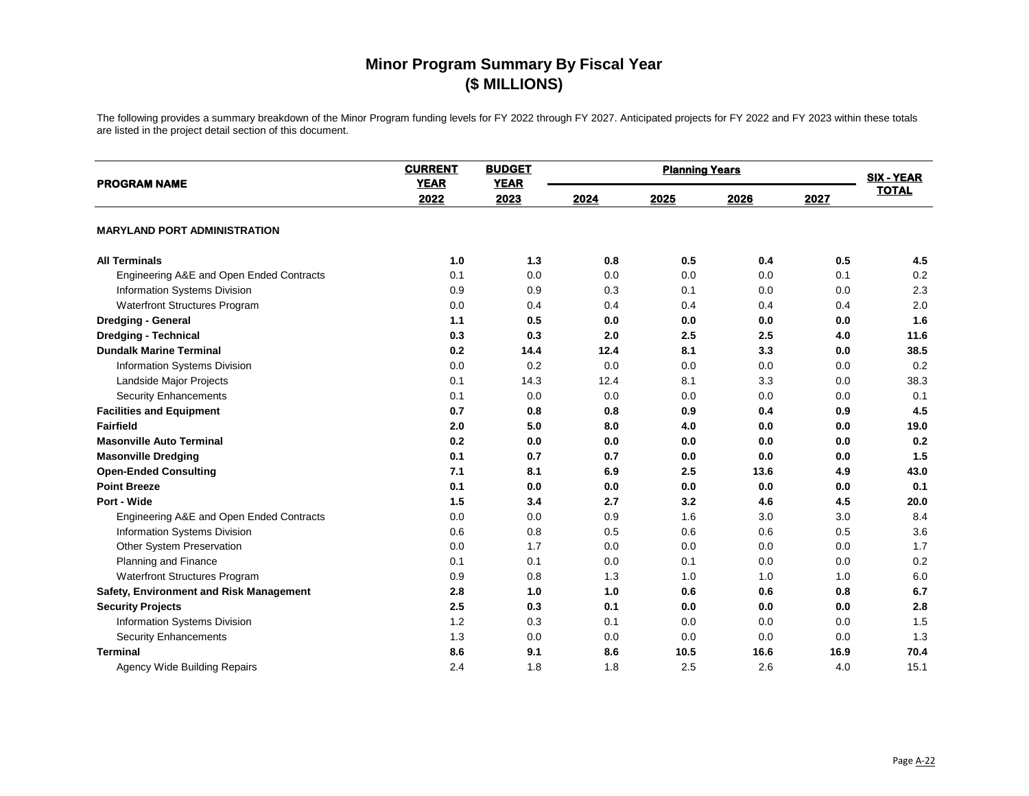# Minor Program Summary By Fiscal Year
## ($ MILLIONS)

The following provides a summary breakdown of the Minor Program funding levels for FY 2022 through FY 2027. Anticipated projects for FY 2022 and FY 2023 within these totals are listed in the project detail section of this document.

| PROGRAM NAME | CURRENT YEAR | BUDGET YEAR | Planning Years | | | | SIX - YEAR TOTAL |
|---|---|---|---|---|---|---|---|
| | 2022 | 2023 | 2024 | 2025 | 2026 | 2027 | |
| **MARYLAND PORT ADMINISTRATION** | | | | | | | |
| **All Terminals** | **1.0** | **1.3** | **0.8** | **0.5** | **0.4** | **0.5** | **4.5** |
| Engineering A&E and Open Ended Contracts | 0.1 | 0.0 | 0.0 | 0.0 | 0.0 | 0.1 | 0.2 |
| Information Systems Division | 0.9 | 0.9 | 0.3 | 0.1 | 0.0 | 0.0 | 2.3 |
| Waterfront Structures Program | 0.0 | 0.4 | 0.4 | 0.4 | 0.4 | 0.4 | 2.0 |
| **Dredging - General** | **1.1** | **0.5** | **0.0** | **0.0** | **0.0** | **0.0** | **1.6** |
| **Dredging - Technical** | **0.3** | **0.3** | **2.0** | **2.5** | **2.5** | **4.0** | **11.6** |
| **Dundalk Marine Terminal** | **0.2** | **14.4** | **12.4** | **8.1** | **3.3** | **0.0** | **38.5** |
| Information Systems Division | 0.0 | 0.2 | 0.0 | 0.0 | 0.0 | 0.0 | 0.2 |
| Landside Major Projects | 0.1 | 14.3 | 12.4 | 8.1 | 3.3 | 0.0 | 38.3 |
| Security Enhancements | 0.1 | 0.0 | 0.0 | 0.0 | 0.0 | 0.0 | 0.1 |
| **Facilities and Equipment** | **0.7** | **0.8** | **0.8** | **0.9** | **0.4** | **0.9** | **4.5** |
| **Fairfield** | **2.0** | **5.0** | **8.0** | **4.0** | **0.0** | **0.0** | **19.0** |
| **Masonville Auto Terminal** | **0.2** | **0.0** | **0.0** | **0.0** | **0.0** | **0.0** | **0.2** |
| **Masonville Dredging** | **0.1** | **0.7** | **0.7** | **0.0** | **0.0** | **0.0** | **1.5** |
| **Open-Ended Consulting** | **7.1** | **8.1** | **6.9** | **2.5** | **13.6** | **4.9** | **43.0** |
| **Point Breeze** | **0.1** | **0.0** | **0.0** | **0.0** | **0.0** | **0.0** | **0.1** |
| **Port - Wide** | **1.5** | **3.4** | **2.7** | **3.2** | **4.6** | **4.5** | **20.0** |
| Engineering A&E and Open Ended Contracts | 0.0 | 0.0 | 0.9 | 1.6 | 3.0 | 3.0 | 8.4 |
| Information Systems Division | 0.6 | 0.8 | 0.5 | 0.6 | 0.6 | 0.5 | 3.6 |
| Other System Preservation | 0.0 | 1.7 | 0.0 | 0.0 | 0.0 | 0.0 | 1.7 |
| Planning and Finance | 0.1 | 0.1 | 0.0 | 0.1 | 0.0 | 0.0 | 0.2 |
| Waterfront Structures Program | 0.9 | 0.8 | 1.3 | 1.0 | 1.0 | 1.0 | 6.0 |
| **Safety, Environment and Risk Management** | **2.8** | **1.0** | **1.0** | **0.6** | **0.6** | **0.8** | **6.7** |
| **Security Projects** | **2.5** | **0.3** | **0.1** | **0.0** | **0.0** | **0.0** | **2.8** |
| Information Systems Division | 1.2 | 0.3 | 0.1 | 0.0 | 0.0 | 0.0 | 1.5 |
| Security Enhancements | 1.3 | 0.0 | 0.0 | 0.0 | 0.0 | 0.0 | 1.3 |
| **Terminal** | **8.6** | **9.1** | **8.6** | **10.5** | **16.6** | **16.9** | **70.4** |
| Agency Wide Building Repairs | 2.4 | 1.8 | 1.8 | 2.5 | 2.6 | 4.0 | 15.1 |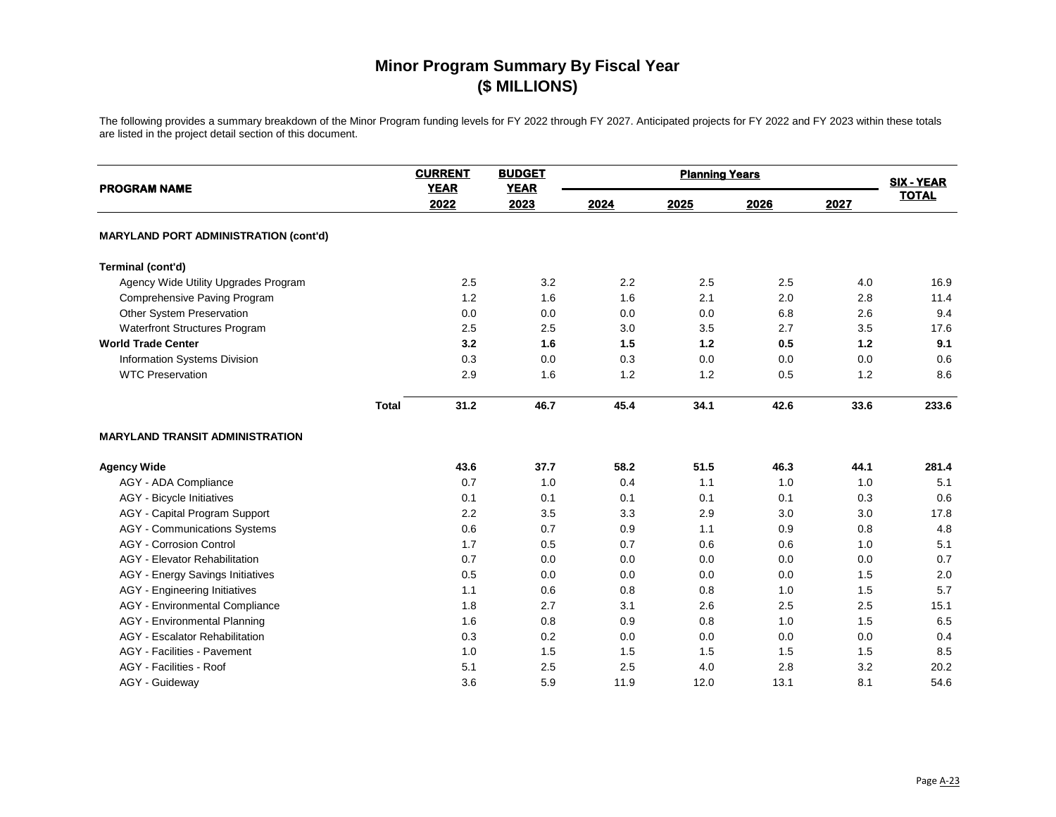# Minor Program Summary By Fiscal Year
# ($ MILLIONS)

The following provides a summary breakdown of the Minor Program funding levels for FY 2022 through FY 2027. Anticipated projects for FY 2022 and FY 2023 within these totals are listed in the project detail section of this document.

| PROGRAM NAME | CURRENT YEAR 2022 | BUDGET YEAR 2023 | Planning Years 2024 | 2025 | 2026 | 2027 | SIX - YEAR TOTAL |
|---|---|---|---|---|---|---|---|
| **MARYLAND PORT ADMINISTRATION (cont'd)** | | | | | | | |
| **Terminal (cont'd)** | | | | | | | |
| Agency Wide Utility Upgrades Program | 2.5 | 3.2 | 2.2 | 2.5 | 2.5 | 4.0 | 16.9 |
| Comprehensive Paving Program | 1.2 | 1.6 | 1.6 | 2.1 | 2.0 | 2.8 | 11.4 |
| Other System Preservation | 0.0 | 0.0 | 0.0 | 0.0 | 6.8 | 2.6 | 9.4 |
| Waterfront Structures Program | 2.5 | 2.5 | 3.0 | 3.5 | 2.7 | 3.5 | 17.6 |
| **World Trade Center** | **3.2** | **1.6** | **1.5** | **1.2** | **0.5** | **1.2** | **9.1** |
| Information Systems Division | 0.3 | 0.0 | 0.3 | 0.0 | 0.0 | 0.0 | 0.6 |
| WTC Preservation | 2.9 | 1.6 | 1.2 | 1.2 | 0.5 | 1.2 | 8.6 |
| **Total** | **31.2** | **46.7** | **45.4** | **34.1** | **42.6** | **33.6** | **233.6** |
| **MARYLAND TRANSIT ADMINISTRATION** | | | | | | | |
| **Agency Wide** | **43.6** | **37.7** | **58.2** | **51.5** | **46.3** | **44.1** | **281.4** |
| AGY - ADA Compliance | 0.7 | 1.0 | 0.4 | 1.1 | 1.0 | 1.0 | 5.1 |
| AGY - Bicycle Initiatives | 0.1 | 0.1 | 0.1 | 0.1 | 0.1 | 0.3 | 0.6 |
| AGY - Capital Program Support | 2.2 | 3.5 | 3.3 | 2.9 | 3.0 | 3.0 | 17.8 |
| AGY - Communications Systems | 0.6 | 0.7 | 0.9 | 1.1 | 0.9 | 0.8 | 4.8 |
| AGY - Corrosion Control | 1.7 | 0.5 | 0.7 | 0.6 | 0.6 | 1.0 | 5.1 |
| AGY - Elevator Rehabilitation | 0.7 | 0.0 | 0.0 | 0.0 | 0.0 | 0.0 | 0.7 |
| AGY - Energy Savings Initiatives | 0.5 | 0.0 | 0.0 | 0.0 | 0.0 | 1.5 | 2.0 |
| AGY - Engineering Initiatives | 1.1 | 0.6 | 0.8 | 0.8 | 1.0 | 1.5 | 5.7 |
| AGY - Environmental Compliance | 1.8 | 2.7 | 3.1 | 2.6 | 2.5 | 2.5 | 15.1 |
| AGY - Environmental Planning | 1.6 | 0.8 | 0.9 | 0.8 | 1.0 | 1.5 | 6.5 |
| AGY - Escalator Rehabilitation | 0.3 | 0.2 | 0.0 | 0.0 | 0.0 | 0.0 | 0.4 |
| AGY - Facilities - Pavement | 1.0 | 1.5 | 1.5 | 1.5 | 1.5 | 1.5 | 8.5 |
| AGY - Facilities - Roof | 5.1 | 2.5 | 2.5 | 4.0 | 2.8 | 3.2 | 20.2 |
| AGY - Guideway | 3.6 | 5.9 | 11.9 | 12.0 | 13.1 | 8.1 | 54.6 |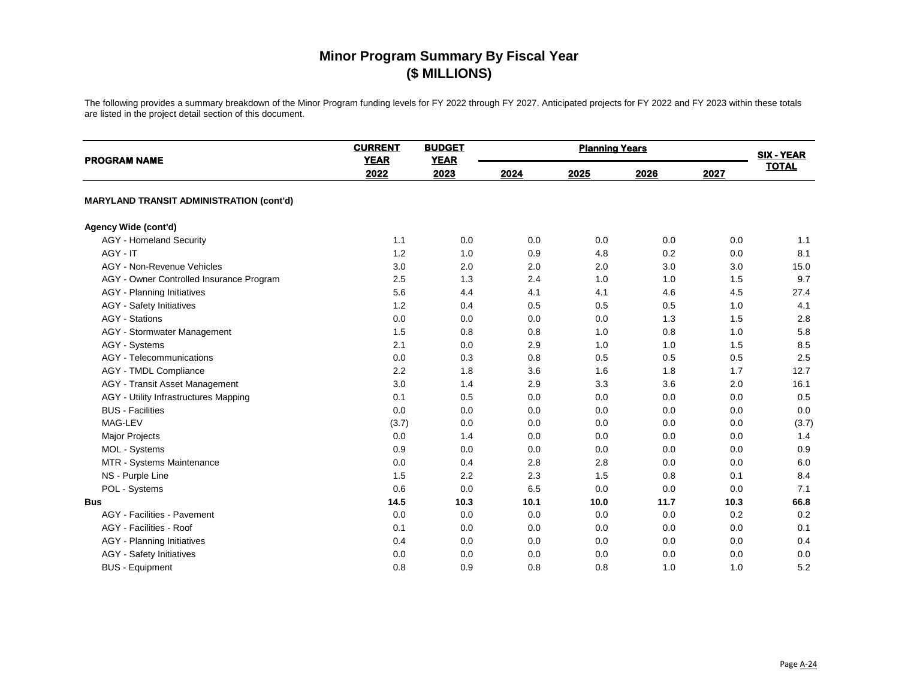# Minor Program Summary By Fiscal Year
## ($ MILLIONS)

The following provides a summary breakdown of the Minor Program funding levels for FY 2022 through FY 2027. Anticipated projects for FY 2022 and FY 2023 within these totals are listed in the project detail section of this document.

| PROGRAM NAME | CURRENT YEAR 2022 | BUDGET YEAR 2023 | Planning Years 2024 | 2025 | 2026 | 2027 | SIX - YEAR TOTAL |
|---|---|---|---|---|---|---|---|
| **MARYLAND TRANSIT ADMINISTRATION (cont'd)** | | | | | | | |
| **Agency Wide (cont'd)** | | | | | | | |
| AGY - Homeland Security | 1.1 | 0.0 | 0.0 | 0.0 | 0.0 | 0.0 | 1.1 |
| AGY - IT | 1.2 | 1.0 | 0.9 | 4.8 | 0.2 | 0.0 | 8.1 |
| AGY - Non-Revenue Vehicles | 3.0 | 2.0 | 2.0 | 2.0 | 3.0 | 3.0 | 15.0 |
| AGY - Owner Controlled Insurance Program | 2.5 | 1.3 | 2.4 | 1.0 | 1.0 | 1.5 | 9.7 |
| AGY - Planning Initiatives | 5.6 | 4.4 | 4.1 | 4.1 | 4.6 | 4.5 | 27.4 |
| AGY - Safety Initiatives | 1.2 | 0.4 | 0.5 | 0.5 | 0.5 | 1.0 | 4.1 |
| AGY - Stations | 0.0 | 0.0 | 0.0 | 0.0 | 1.3 | 1.5 | 2.8 |
| AGY - Stormwater Management | 1.5 | 0.8 | 0.8 | 1.0 | 0.8 | 1.0 | 5.8 |
| AGY - Systems | 2.1 | 0.0 | 2.9 | 1.0 | 1.0 | 1.5 | 8.5 |
| AGY - Telecommunications | 0.0 | 0.3 | 0.8 | 0.5 | 0.5 | 0.5 | 2.5 |
| AGY - TMDL Compliance | 2.2 | 1.8 | 3.6 | 1.6 | 1.8 | 1.7 | 12.7 |
| AGY - Transit Asset Management | 3.0 | 1.4 | 2.9 | 3.3 | 3.6 | 2.0 | 16.1 |
| AGY - Utility Infrastructures Mapping | 0.1 | 0.5 | 0.0 | 0.0 | 0.0 | 0.0 | 0.5 |
| BUS - Facilities | 0.0 | 0.0 | 0.0 | 0.0 | 0.0 | 0.0 | 0.0 |
| MAG-LEV | (3.7) | 0.0 | 0.0 | 0.0 | 0.0 | 0.0 | (3.7) |
| Major Projects | 0.0 | 1.4 | 0.0 | 0.0 | 0.0 | 0.0 | 1.4 |
| MOL - Systems | 0.9 | 0.0 | 0.0 | 0.0 | 0.0 | 0.0 | 0.9 |
| MTR - Systems Maintenance | 0.0 | 0.4 | 2.8 | 2.8 | 0.0 | 0.0 | 6.0 |
| NS - Purple Line | 1.5 | 2.2 | 2.3 | 1.5 | 0.8 | 0.1 | 8.4 |
| POL - Systems | 0.6 | 0.0 | 6.5 | 0.0 | 0.0 | 0.0 | 7.1 |
| **Bus** | **14.5** | **10.3** | **10.1** | **10.0** | **11.7** | **10.3** | **66.8** |
| AGY - Facilities - Pavement | 0.0 | 0.0 | 0.0 | 0.0 | 0.0 | 0.2 | 0.2 |
| AGY - Facilities - Roof | 0.1 | 0.0 | 0.0 | 0.0 | 0.0 | 0.0 | 0.1 |
| AGY - Planning Initiatives | 0.4 | 0.0 | 0.0 | 0.0 | 0.0 | 0.0 | 0.4 |
| AGY - Safety Initiatives | 0.0 | 0.0 | 0.0 | 0.0 | 0.0 | 0.0 | 0.0 |
| BUS - Equipment | 0.8 | 0.9 | 0.8 | 0.8 | 1.0 | 1.0 | 5.2 |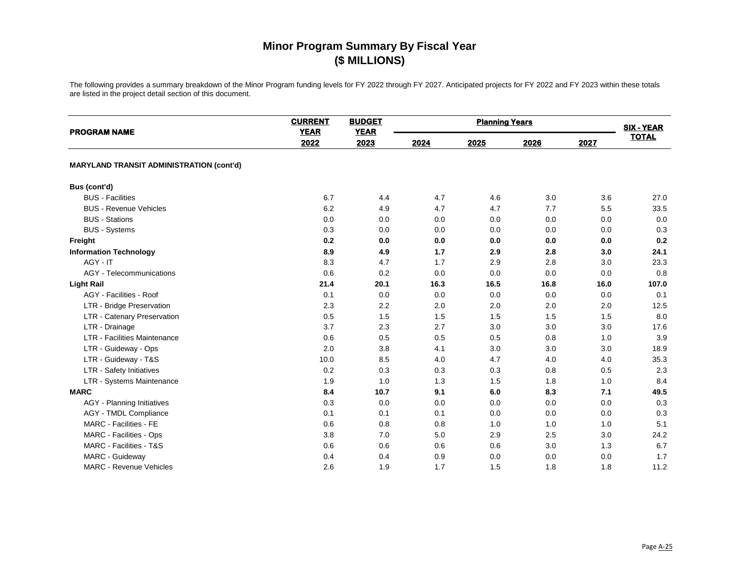# Minor Program Summary By Fiscal Year
## ($ MILLIONS)

The following provides a summary breakdown of the Minor Program funding levels for FY 2022 through FY 2027. Anticipated projects for FY 2022 and FY 2023 within these totals are listed in the project detail section of this document.

| PROGRAM NAME | CURRENT YEAR 2022 | BUDGET YEAR 2023 | Planning Years 2024 | 2025 | 2026 | 2027 | SIX - YEAR TOTAL |
|---|---|---|---|---|---|---|---|
| **MARYLAND TRANSIT ADMINISTRATION (cont'd)** | | | | | | | |
| **Bus (cont'd)** | | | | | | | |
| BUS - Facilities | 6.7 | 4.4 | 4.7 | 4.6 | 3.0 | 3.6 | 27.0 |
| BUS - Revenue Vehicles | 6.2 | 4.9 | 4.7 | 4.7 | 7.7 | 5.5 | 33.5 |
| BUS - Stations | 0.0 | 0.0 | 0.0 | 0.0 | 0.0 | 0.0 | 0.0 |
| BUS - Systems | 0.3 | 0.0 | 0.0 | 0.0 | 0.0 | 0.0 | 0.3 |
| **Freight** | **0.2** | **0.0** | **0.0** | **0.0** | **0.0** | **0.0** | **0.2** |
| **Information Technology** | **8.9** | **4.9** | **1.7** | **2.9** | **2.8** | **3.0** | **24.1** |
| AGY - IT | 8.3 | 4.7 | 1.7 | 2.9 | 2.8 | 3.0 | 23.3 |
| AGY - Telecommunications | 0.6 | 0.2 | 0.0 | 0.0 | 0.0 | 0.0 | 0.8 |
| **Light Rail** | **21.4** | **20.1** | **16.3** | **16.5** | **16.8** | **16.0** | **107.0** |
| AGY - Facilities - Roof | 0.1 | 0.0 | 0.0 | 0.0 | 0.0 | 0.0 | 0.1 |
| LTR - Bridge Preservation | 2.3 | 2.2 | 2.0 | 2.0 | 2.0 | 2.0 | 12.5 |
| LTR - Catenary Preservation | 0.5 | 1.5 | 1.5 | 1.5 | 1.5 | 1.5 | 8.0 |
| LTR - Drainage | 3.7 | 2.3 | 2.7 | 3.0 | 3.0 | 3.0 | 17.6 |
| LTR - Facilities Maintenance | 0.6 | 0.5 | 0.5 | 0.5 | 0.8 | 1.0 | 3.9 |
| LTR - Guideway - Ops | 2.0 | 3.8 | 4.1 | 3.0 | 3.0 | 3.0 | 18.9 |
| LTR - Guideway - T&S | 10.0 | 8.5 | 4.0 | 4.7 | 4.0 | 4.0 | 35.3 |
| LTR - Safety Initiatives | 0.2 | 0.3 | 0.3 | 0.3 | 0.8 | 0.5 | 2.3 |
| LTR - Systems Maintenance | 1.9 | 1.0 | 1.3 | 1.5 | 1.8 | 1.0 | 8.4 |
| **MARC** | **8.4** | **10.7** | **9.1** | **6.0** | **8.3** | **7.1** | **49.5** |
| AGY - Planning Initiatives | 0.3 | 0.0 | 0.0 | 0.0 | 0.0 | 0.0 | 0.3 |
| AGY - TMDL Compliance | 0.1 | 0.1 | 0.1 | 0.0 | 0.0 | 0.0 | 0.3 |
| MARC - Facilities - FE | 0.6 | 0.8 | 0.8 | 1.0 | 1.0 | 1.0 | 5.1 |
| MARC - Facilities - Ops | 3.8 | 7.0 | 5.0 | 2.9 | 2.5 | 3.0 | 24.2 |
| MARC - Facilities - T&S | 0.6 | 0.6 | 0.6 | 0.6 | 3.0 | 1.3 | 6.7 |
| MARC - Guideway | 0.4 | 0.4 | 0.9 | 0.0 | 0.0 | 0.0 | 1.7 |
| MARC - Revenue Vehicles | 2.6 | 1.9 | 1.7 | 1.5 | 1.8 | 1.8 | 11.2 |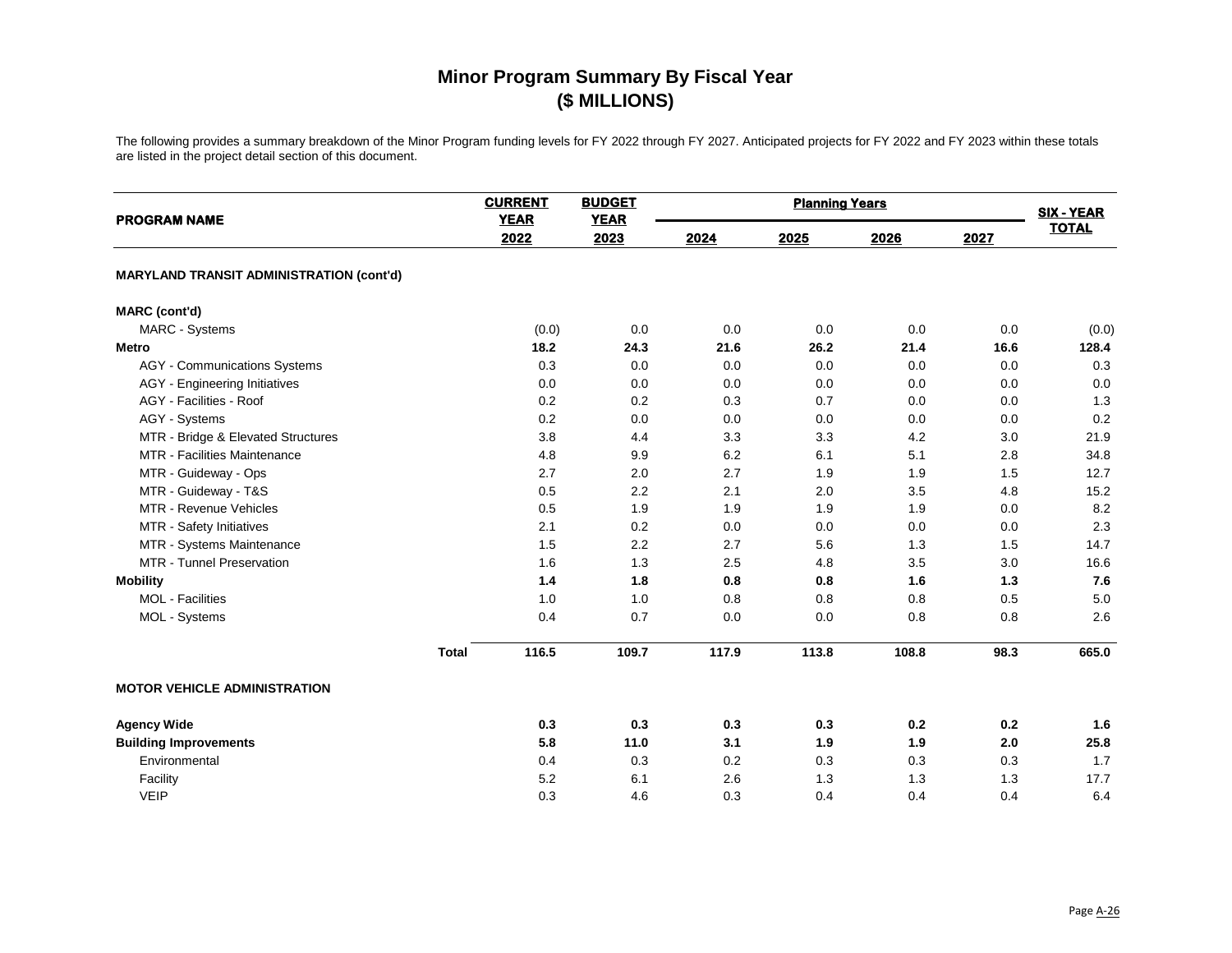# Minor Program Summary By Fiscal Year
## ($ MILLIONS)

The following provides a summary breakdown of the Minor Program funding levels for FY 2022 through FY 2027. Anticipated projects for FY 2022 and FY 2023 within these totals are listed in the project detail section of this document.

| PROGRAM NAME | CURRENT YEAR 2022 | BUDGET YEAR 2023 | Planning Years 2024 | 2025 | 2026 | 2027 | SIX - YEAR TOTAL |
|---|---|---|---|---|---|---|---|
| **MARYLAND TRANSIT ADMINISTRATION (cont'd)** | | | | | | | |
| **MARC (cont'd)** | | | | | | | |
| MARC - Systems | (0.0) | 0.0 | 0.0 | 0.0 | 0.0 | 0.0 | (0.0) |
| **Metro** | **18.2** | **24.3** | **21.6** | **26.2** | **21.4** | **16.6** | **128.4** |
| AGY - Communications Systems | 0.3 | 0.0 | 0.0 | 0.0 | 0.0 | 0.0 | 0.3 |
| AGY - Engineering Initiatives | 0.0 | 0.0 | 0.0 | 0.0 | 0.0 | 0.0 | 0.0 |
| AGY - Facilities - Roof | 0.2 | 0.2 | 0.3 | 0.7 | 0.0 | 0.0 | 1.3 |
| AGY - Systems | 0.2 | 0.0 | 0.0 | 0.0 | 0.0 | 0.0 | 0.2 |
| MTR - Bridge & Elevated Structures | 3.8 | 4.4 | 3.3 | 3.3 | 4.2 | 3.0 | 21.9 |
| MTR - Facilities Maintenance | 4.8 | 9.9 | 6.2 | 6.1 | 5.1 | 2.8 | 34.8 |
| MTR - Guideway - Ops | 2.7 | 2.0 | 2.7 | 1.9 | 1.9 | 1.5 | 12.7 |
| MTR - Guideway - T&S | 0.5 | 2.2 | 2.1 | 2.0 | 3.5 | 4.8 | 15.2 |
| MTR - Revenue Vehicles | 0.5 | 1.9 | 1.9 | 1.9 | 1.9 | 0.0 | 8.2 |
| MTR - Safety Initiatives | 2.1 | 0.2 | 0.0 | 0.0 | 0.0 | 0.0 | 2.3 |
| MTR - Systems Maintenance | 1.5 | 2.2 | 2.7 | 5.6 | 1.3 | 1.5 | 14.7 |
| MTR - Tunnel Preservation | 1.6 | 1.3 | 2.5 | 4.8 | 3.5 | 3.0 | 16.6 |
| **Mobility** | **1.4** | **1.8** | **0.8** | **0.8** | **1.6** | **1.3** | **7.6** |
| MOL - Facilities | 1.0 | 1.0 | 0.8 | 0.8 | 0.8 | 0.5 | 5.0 |
| MOL - Systems | 0.4 | 0.7 | 0.0 | 0.0 | 0.8 | 0.8 | 2.6 |
| **Total** | **116.5** | **109.7** | **117.9** | **113.8** | **108.8** | **98.3** | **665.0** |
| **MOTOR VEHICLE ADMINISTRATION** | | | | | | | |
| **Agency Wide** | **0.3** | **0.3** | **0.3** | **0.3** | **0.2** | **0.2** | **1.6** |
| **Building Improvements** | **5.8** | **11.0** | **3.1** | **1.9** | **1.9** | **2.0** | **25.8** |
| Environmental | 0.4 | 0.3 | 0.2 | 0.3 | 0.3 | 0.3 | 1.7 |
| Facility | 5.2 | 6.1 | 2.6 | 1.3 | 1.3 | 1.3 | 17.7 |
| VEIP | 0.3 | 4.6 | 0.3 | 0.4 | 0.4 | 0.4 | 6.4 |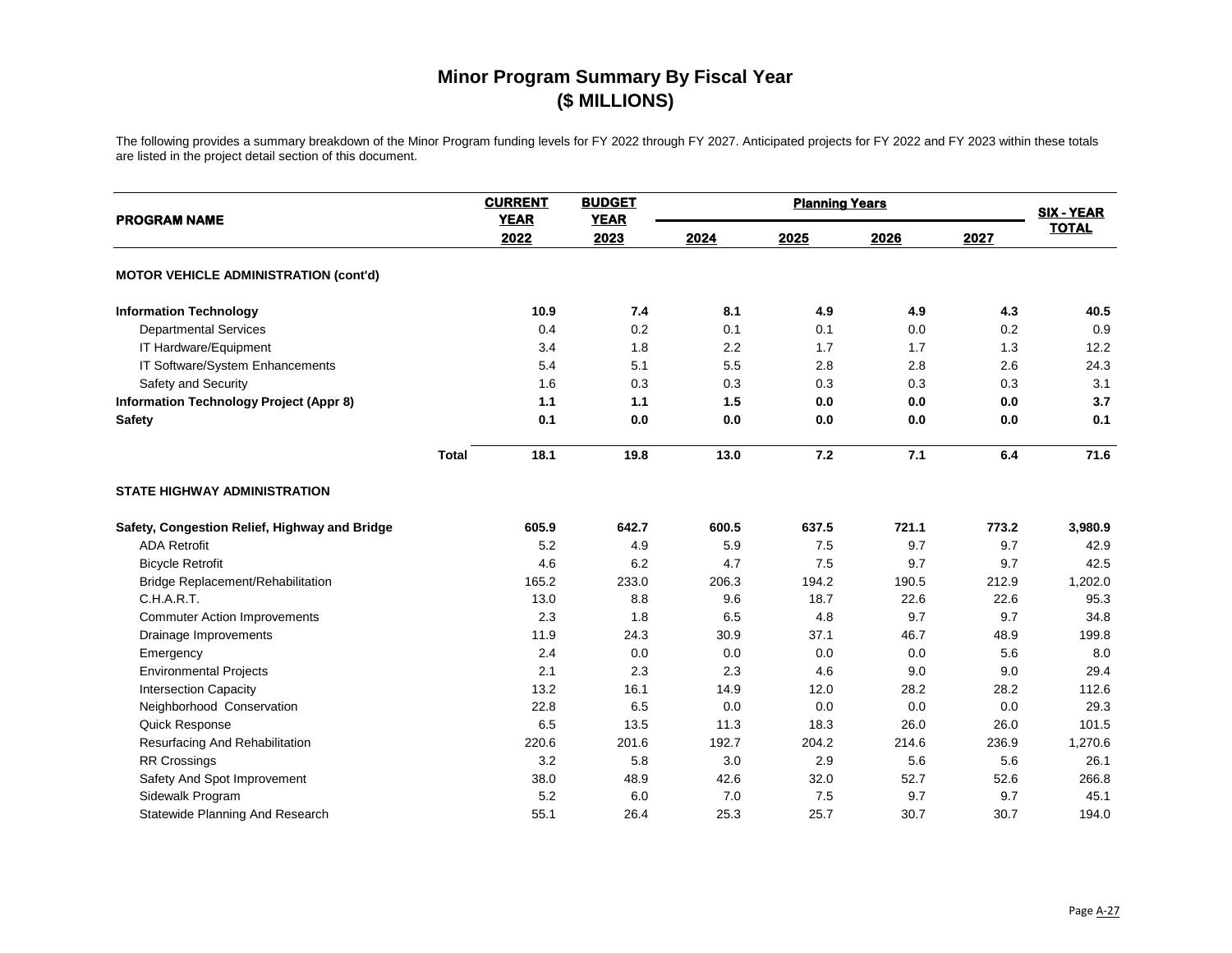# Minor Program Summary By Fiscal Year
## ($ MILLIONS)

The following provides a summary breakdown of the Minor Program funding levels for FY 2022 through FY 2027. Anticipated projects for FY 2022 and FY 2023 within these totals are listed in the project detail section of this document.

| PROGRAM NAME | CURRENT YEAR 2022 | BUDGET YEAR 2023 | Planning Years 2024 | 2025 | 2026 | 2027 | SIX - YEAR TOTAL |
|---|---|---|---|---|---|---|---|
| **MOTOR VEHICLE ADMINISTRATION (cont'd)** | | | | | | | |
| **Information Technology** | **10.9** | **7.4** | **8.1** | **4.9** | **4.9** | **4.3** | **40.5** |
| Departmental Services | 0.4 | 0.2 | 0.1 | 0.1 | 0.0 | 0.2 | 0.9 |
| IT Hardware/Equipment | 3.4 | 1.8 | 2.2 | 1.7 | 1.7 | 1.3 | 12.2 |
| IT Software/System Enhancements | 5.4 | 5.1 | 5.5 | 2.8 | 2.8 | 2.6 | 24.3 |
| Safety and Security | 1.6 | 0.3 | 0.3 | 0.3 | 0.3 | 0.3 | 3.1 |
| **Information Technology Project (Appr 8)** | **1.1** | **1.1** | **1.5** | **0.0** | **0.0** | **0.0** | **3.7** |
| **Safety** | **0.1** | **0.0** | **0.0** | **0.0** | **0.0** | **0.0** | **0.1** |
| **Total** | **18.1** | **19.8** | **13.0** | **7.2** | **7.1** | **6.4** | **71.6** |
| **STATE HIGHWAY ADMINISTRATION** | | | | | | | |
| **Safety, Congestion Relief, Highway and Bridge** | **605.9** | **642.7** | **600.5** | **637.5** | **721.1** | **773.2** | **3,980.9** |
| ADA Retrofit | 5.2 | 4.9 | 5.9 | 7.5 | 9.7 | 9.7 | 42.9 |
| Bicycle Retrofit | 4.6 | 6.2 | 4.7 | 7.5 | 9.7 | 9.7 | 42.5 |
| Bridge Replacement/Rehabilitation | 165.2 | 233.0 | 206.3 | 194.2 | 190.5 | 212.9 | 1,202.0 |
| C.H.A.R.T. | 13.0 | 8.8 | 9.6 | 18.7 | 22.6 | 22.6 | 95.3 |
| Commuter Action Improvements | 2.3 | 1.8 | 6.5 | 4.8 | 9.7 | 9.7 | 34.8 |
| Drainage Improvements | 11.9 | 24.3 | 30.9 | 37.1 | 46.7 | 48.9 | 199.8 |
| Emergency | 2.4 | 0.0 | 0.0 | 0.0 | 0.0 | 5.6 | 8.0 |
| Environmental Projects | 2.1 | 2.3 | 2.3 | 4.6 | 9.0 | 9.0 | 29.4 |
| Intersection Capacity | 13.2 | 16.1 | 14.9 | 12.0 | 28.2 | 28.2 | 112.6 |
| Neighborhood Conservation | 22.8 | 6.5 | 0.0 | 0.0 | 0.0 | 0.0 | 29.3 |
| Quick Response | 6.5 | 13.5 | 11.3 | 18.3 | 26.0 | 26.0 | 101.5 |
| Resurfacing And Rehabilitation | 220.6 | 201.6 | 192.7 | 204.2 | 214.6 | 236.9 | 1,270.6 |
| RR Crossings | 3.2 | 5.8 | 3.0 | 2.9 | 5.6 | 5.6 | 26.1 |
| Safety And Spot Improvement | 38.0 | 48.9 | 42.6 | 32.0 | 52.7 | 52.6 | 266.8 |
| Sidewalk Program | 5.2 | 6.0 | 7.0 | 7.5 | 9.7 | 9.7 | 45.1 |
| Statewide Planning And Research | 55.1 | 26.4 | 25.3 | 25.7 | 30.7 | 30.7 | 194.0 |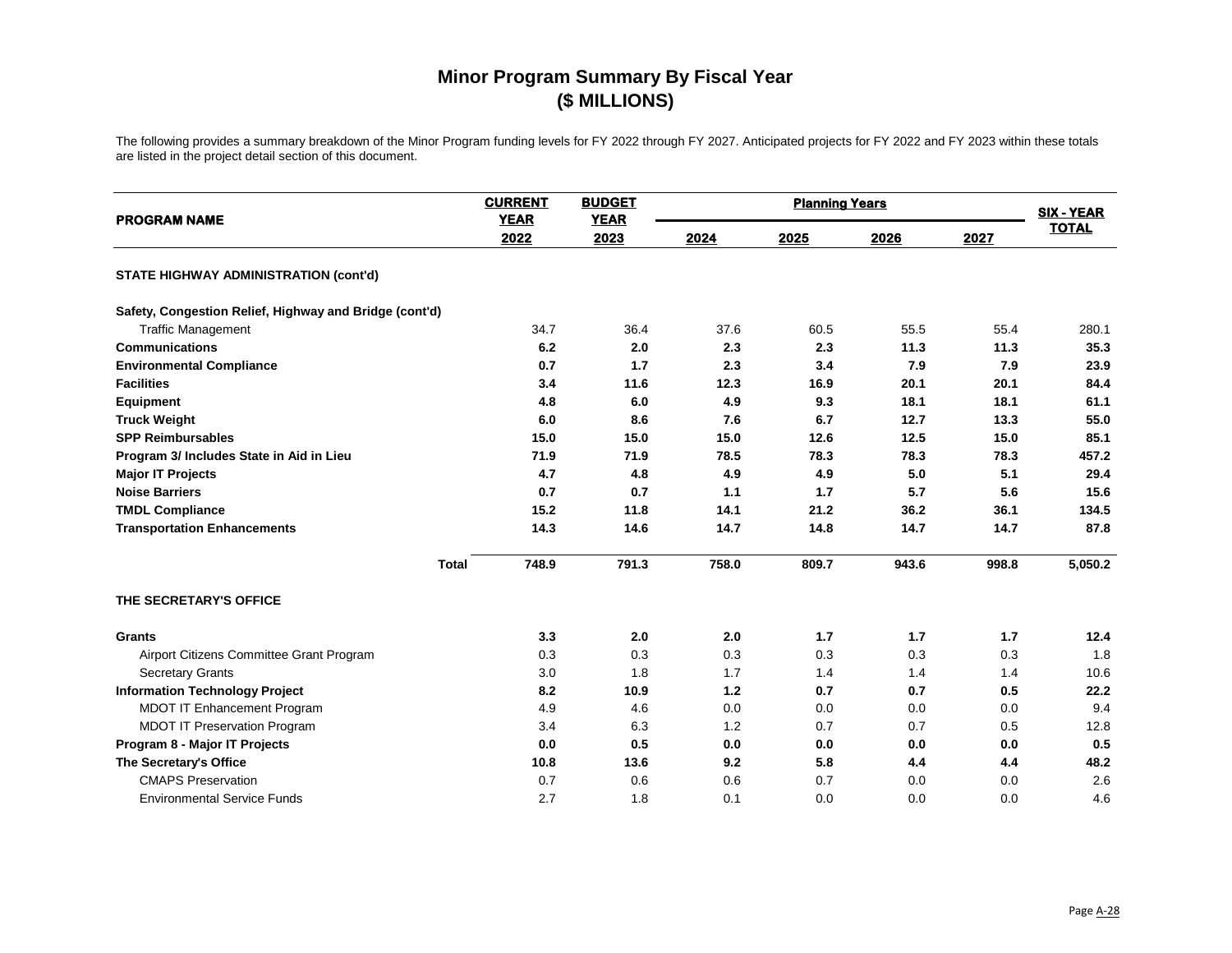# Minor Program Summary By Fiscal Year
## ($ MILLIONS)

The following provides a summary breakdown of the Minor Program funding levels for FY 2022 through FY 2027. Anticipated projects for FY 2022 and FY 2023 within these totals are listed in the project detail section of this document.

| PROGRAM NAME | CURRENT YEAR 2022 | BUDGET YEAR 2023 | Planning Years 2024 | 2025 | 2026 | 2027 | SIX - YEAR TOTAL |
|---|---|---|---|---|---|---|---|
| **STATE HIGHWAY ADMINISTRATION (cont'd)** | | | | | | | |
| **Safety, Congestion Relief, Highway and Bridge (cont'd)** | | | | | | | |
| Traffic Management | 34.7 | 36.4 | 37.6 | 60.5 | 55.5 | 55.4 | 280.1 |
| **Communications** | **6.2** | **2.0** | **2.3** | **2.3** | **11.3** | **11.3** | **35.3** |
| **Environmental Compliance** | **0.7** | **1.7** | **2.3** | **3.4** | **7.9** | **7.9** | **23.9** |
| **Facilities** | **3.4** | **11.6** | **12.3** | **16.9** | **20.1** | **20.1** | **84.4** |
| **Equipment** | **4.8** | **6.0** | **4.9** | **9.3** | **18.1** | **18.1** | **61.1** |
| **Truck Weight** | **6.0** | **8.6** | **7.6** | **6.7** | **12.7** | **13.3** | **55.0** |
| **SPP Reimbursables** | **15.0** | **15.0** | **15.0** | **12.6** | **12.5** | **15.0** | **85.1** |
| **Program 3/ Includes State in Aid in Lieu** | **71.9** | **71.9** | **78.5** | **78.3** | **78.3** | **78.3** | **457.2** |
| **Major IT Projects** | **4.7** | **4.8** | **4.9** | **4.9** | **5.0** | **5.1** | **29.4** |
| **Noise Barriers** | **0.7** | **0.7** | **1.1** | **1.7** | **5.7** | **5.6** | **15.6** |
| **TMDL Compliance** | **15.2** | **11.8** | **14.1** | **21.2** | **36.2** | **36.1** | **134.5** |
| **Transportation Enhancements** | **14.3** | **14.6** | **14.7** | **14.8** | **14.7** | **14.7** | **87.8** |
| **Total** | **748.9** | **791.3** | **758.0** | **809.7** | **943.6** | **998.8** | **5,050.2** |
| **THE SECRETARY'S OFFICE** | | | | | | | |
| **Grants** | **3.3** | **2.0** | **2.0** | **1.7** | **1.7** | **1.7** | **12.4** |
| Airport Citizens Committee Grant Program | 0.3 | 0.3 | 0.3 | 0.3 | 0.3 | 0.3 | 1.8 |
| Secretary Grants | 3.0 | 1.8 | 1.7 | 1.4 | 1.4 | 1.4 | 10.6 |
| **Information Technology Project** | **8.2** | **10.9** | **1.2** | **0.7** | **0.7** | **0.5** | **22.2** |
| MDOT IT Enhancement Program | 4.9 | 4.6 | 0.0 | 0.0 | 0.0 | 0.0 | 9.4 |
| MDOT IT Preservation Program | 3.4 | 6.3 | 1.2 | 0.7 | 0.7 | 0.5 | 12.8 |
| **Program 8 - Major IT Projects** | **0.0** | **0.5** | **0.0** | **0.0** | **0.0** | **0.0** | **0.5** |
| **The Secretary's Office** | **10.8** | **13.6** | **9.2** | **5.8** | **4.4** | **4.4** | **48.2** |
| CMAPS Preservation | 0.7 | 0.6 | 0.6 | 0.7 | 0.0 | 0.0 | 2.6 |
| Environmental Service Funds | 2.7 | 1.8 | 0.1 | 0.0 | 0.0 | 0.0 | 4.6 |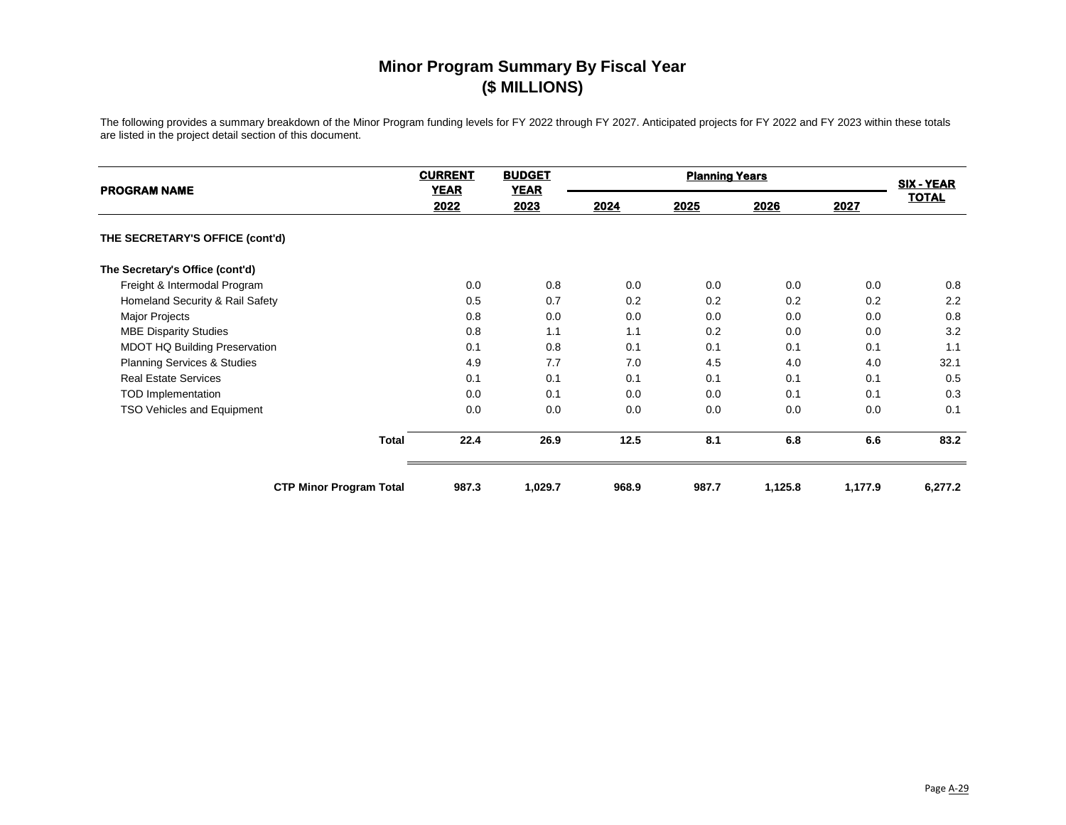# Minor Program Summary By Fiscal Year
## ($ MILLIONS)

The following provides a summary breakdown of the Minor Program funding levels for FY 2022 through FY 2027. Anticipated projects for FY 2022 and FY 2023 within these totals are listed in the project detail section of this document.

| PROGRAM NAME | CURRENT YEAR | BUDGET YEAR | Planning Years | | | | SIX - YEAR TOTAL |
|---|---|---|---|---|---|---|---|
| | 2022 | 2023 | 2024 | 2025 | 2026 | 2027 | |
| **THE SECRETARY'S OFFICE (cont'd)** | | | | | | | |
| **The Secretary's Office (cont'd)** | | | | | | | |
| Freight & Intermodal Program | 0.0 | 0.8 | 0.0 | 0.0 | 0.0 | 0.0 | 0.8 |
| Homeland Security & Rail Safety | 0.5 | 0.7 | 0.2 | 0.2 | 0.2 | 0.2 | 2.2 |
| Major Projects | 0.8 | 0.0 | 0.0 | 0.0 | 0.0 | 0.0 | 0.8 |
| MBE Disparity Studies | 0.8 | 1.1 | 1.1 | 0.2 | 0.0 | 0.0 | 3.2 |
| MDOT HQ Building Preservation | 0.1 | 0.8 | 0.1 | 0.1 | 0.1 | 0.1 | 1.1 |
| Planning Services & Studies | 4.9 | 7.7 | 7.0 | 4.5 | 4.0 | 4.0 | 32.1 |
| Real Estate Services | 0.1 | 0.1 | 0.1 | 0.1 | 0.1 | 0.1 | 0.5 |
| TOD Implementation | 0.0 | 0.1 | 0.0 | 0.0 | 0.1 | 0.1 | 0.3 |
| TSO Vehicles and Equipment | 0.0 | 0.0 | 0.0 | 0.0 | 0.0 | 0.0 | 0.1 |
| **Total** | **22.4** | **26.9** | **12.5** | **8.1** | **6.8** | **6.6** | **83.2** |
| **CTP Minor Program Total** | **987.3** | **1,029.7** | **968.9** | **987.7** | **1,125.8** | **1,177.9** | **6,277.2** |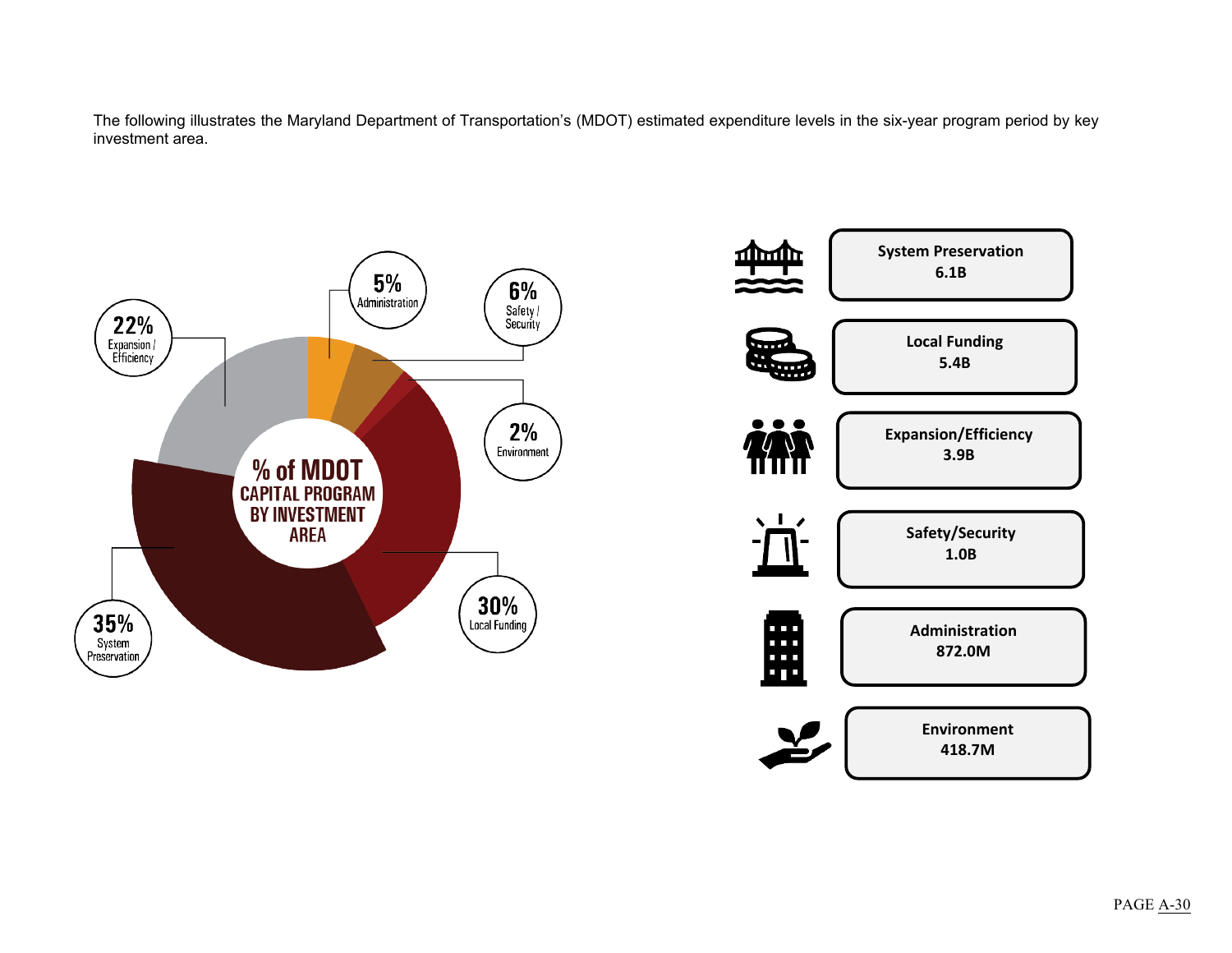The following illustrates the Maryland Department of Transportation's (MDOT) estimated expenditure levels in the six-year program period by key investment area.

% of MDOT CAPITAL PROGRAM BY INVESTMENT AREA

5% Administration

6% Safety / Security

22% Expansion / Efficiency

2% Environment

30% Local Funding

35% System Preservation

System Preservation
6.1B

Local Funding
5.4B

Expansion/Efficiency
3.9B

Safety/Security
1.0B

Administration
872.0M

Environment
418.7M